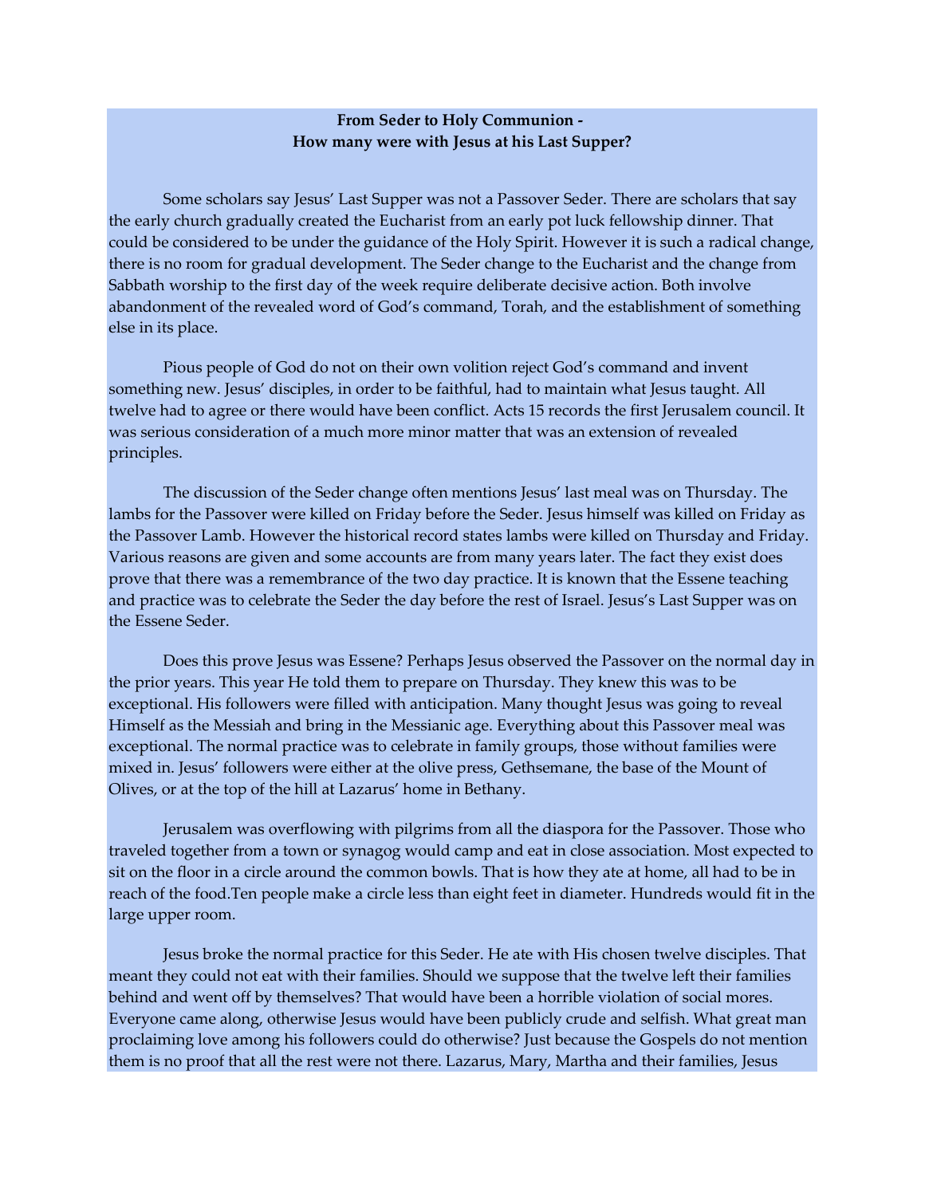**From Seder to Holy Communion -**
**How many were with Jesus at his Last Supper?**

Some scholars say Jesus' Last Supper was not a Passover Seder. There are scholars that say the early church gradually created the Eucharist from an early pot luck fellowship dinner. That could be considered to be under the guidance of the Holy Spirit. However it is such a radical change, there is no room for gradual development. The Seder change to the Eucharist and the change from Sabbath worship to the first day of the week require deliberate decisive action. Both involve abandonment of the revealed word of God's command, Torah, and the establishment of something else in its place.

Pious people of God do not on their own volition reject God's command and invent something new. Jesus' disciples, in order to be faithful, had to maintain what Jesus taught. All twelve had to agree or there would have been conflict. Acts 15 records the first Jerusalem council. It was serious consideration of a much more minor matter that was an extension of revealed principles.

The discussion of the Seder change often mentions Jesus' last meal was on Thursday. The lambs for the Passover were killed on Friday before the Seder. Jesus himself was killed on Friday as the Passover Lamb. However the historical record states lambs were killed on Thursday and Friday. Various reasons are given and some accounts are from many years later. The fact they exist does prove that there was a remembrance of the two day practice. It is known that the Essene teaching and practice was to celebrate the Seder the day before the rest of Israel. Jesus's Last Supper was on the Essene Seder.

Does this prove Jesus was Essene? Perhaps Jesus observed the Passover on the normal day in the prior years. This year He told them to prepare on Thursday. They knew this was to be exceptional. His followers were filled with anticipation. Many thought Jesus was going to reveal Himself as the Messiah and bring in the Messianic age. Everything about this Passover meal was exceptional. The normal practice was to celebrate in family groups, those without families were mixed in. Jesus' followers were either at the olive press, Gethsemane, the base of the Mount of Olives, or at the top of the hill at Lazarus' home in Bethany.

Jerusalem was overflowing with pilgrims from all the diaspora for the Passover. Those who traveled together from a town or synagog would camp and eat in close association. Most expected to sit on the floor in a circle around the common bowls. That is how they ate at home, all had to be in reach of the food.Ten people make a circle less than eight feet in diameter. Hundreds would fit in the large upper room.

Jesus broke the normal practice for this Seder. He ate with His chosen twelve disciples. That meant they could not eat with their families. Should we suppose that the twelve left their families behind and went off by themselves? That would have been a horrible violation of social mores. Everyone came along, otherwise Jesus would have been publicly crude and selfish. What great man proclaiming love among his followers could do otherwise? Just because the Gospels do not mention them is no proof that all the rest were not there. Lazarus, Mary, Martha and their families, Jesus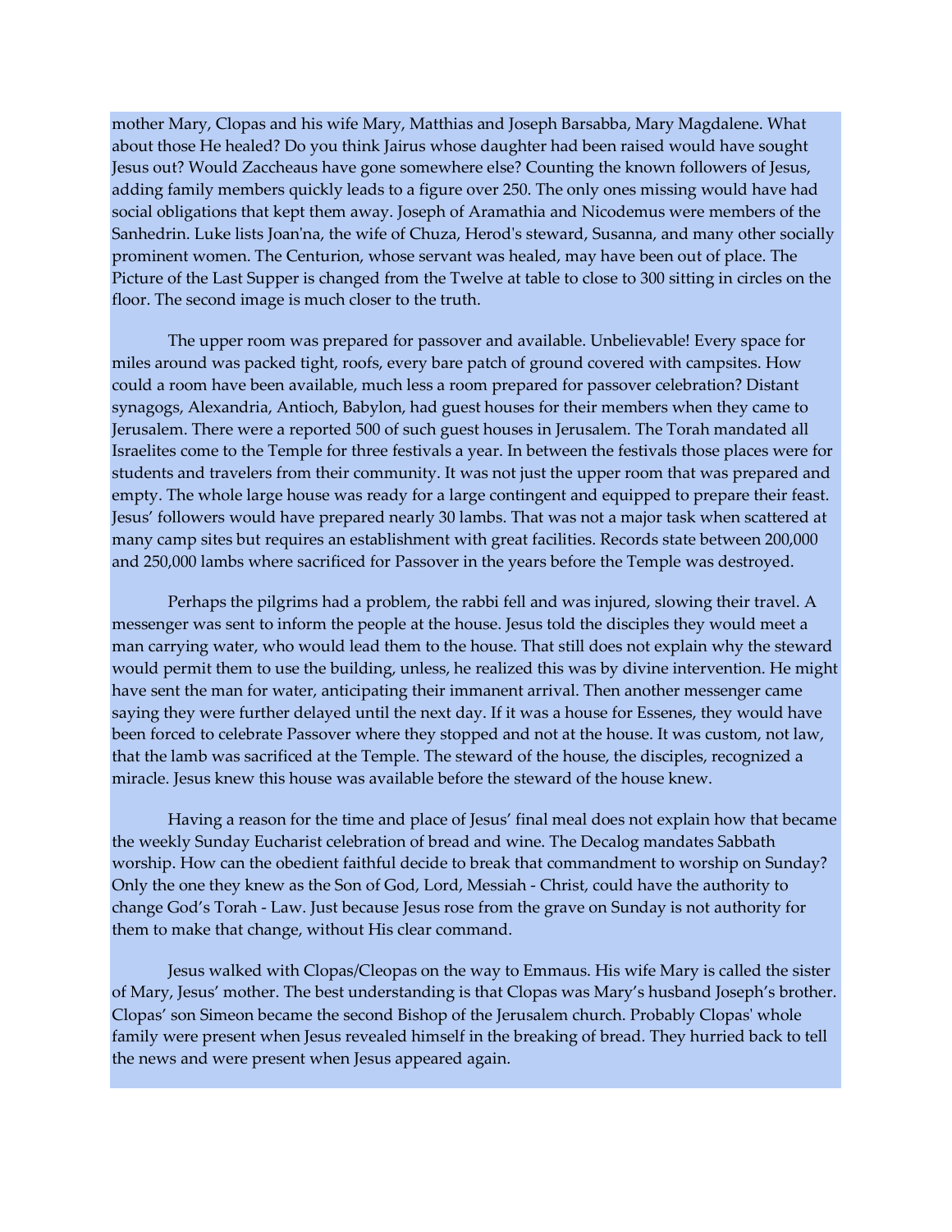mother Mary, Clopas and his wife Mary, Matthias and Joseph Barsabba, Mary Magdalene. What about those He healed? Do you think Jairus whose daughter had been raised would have sought Jesus out? Would Zaccheaus have gone somewhere else? Counting the known followers of Jesus, adding family members quickly leads to a figure over 250. The only ones missing would have had social obligations that kept them away. Joseph of Aramathia and Nicodemus were members of the Sanhedrin. Luke lists Joan'na, the wife of Chuza, Herod's steward, Susanna, and many other socially prominent women. The Centurion, whose servant was healed, may have been out of place. The Picture of the Last Supper is changed from the Twelve at table to close to 300 sitting in circles on the floor. The second image is much closer to the truth.

The upper room was prepared for passover and available. Unbelievable! Every space for miles around was packed tight, roofs, every bare patch of ground covered with campsites. How could a room have been available, much less a room prepared for passover celebration? Distant synagogs, Alexandria, Antioch, Babylon, had guest houses for their members when they came to Jerusalem. There were a reported 500 of such guest houses in Jerusalem. The Torah mandated all Israelites come to the Temple for three festivals a year. In between the festivals those places were for students and travelers from their community. It was not just the upper room that was prepared and empty. The whole large house was ready for a large contingent and equipped to prepare their feast. Jesus' followers would have prepared nearly 30 lambs. That was not a major task when scattered at many camp sites but requires an establishment with great facilities. Records state between 200,000 and 250,000 lambs where sacrificed for Passover in the years before the Temple was destroyed.

Perhaps the pilgrims had a problem, the rabbi fell and was injured, slowing their travel. A messenger was sent to inform the people at the house. Jesus told the disciples they would meet a man carrying water, who would lead them to the house. That still does not explain why the steward would permit them to use the building, unless, he realized this was by divine intervention. He might have sent the man for water, anticipating their immanent arrival. Then another messenger came saying they were further delayed until the next day. If it was a house for Essenes, they would have been forced to celebrate Passover where they stopped and not at the house. It was custom, not law, that the lamb was sacrificed at the Temple. The steward of the house, the disciples, recognized a miracle. Jesus knew this house was available before the steward of the house knew.

Having a reason for the time and place of Jesus' final meal does not explain how that became the weekly Sunday Eucharist celebration of bread and wine. The Decalog mandates Sabbath worship. How can the obedient faithful decide to break that commandment to worship on Sunday? Only the one they knew as the Son of God, Lord, Messiah - Christ, could have the authority to change God's Torah - Law. Just because Jesus rose from the grave on Sunday is not authority for them to make that change, without His clear command.

Jesus walked with Clopas/Cleopas on the way to Emmaus. His wife Mary is called the sister of Mary, Jesus' mother. The best understanding is that Clopas was Mary's husband Joseph's brother. Clopas' son Simeon became the second Bishop of the Jerusalem church. Probably Clopas' whole family were present when Jesus revealed himself in the breaking of bread. They hurried back to tell the news and were present when Jesus appeared again.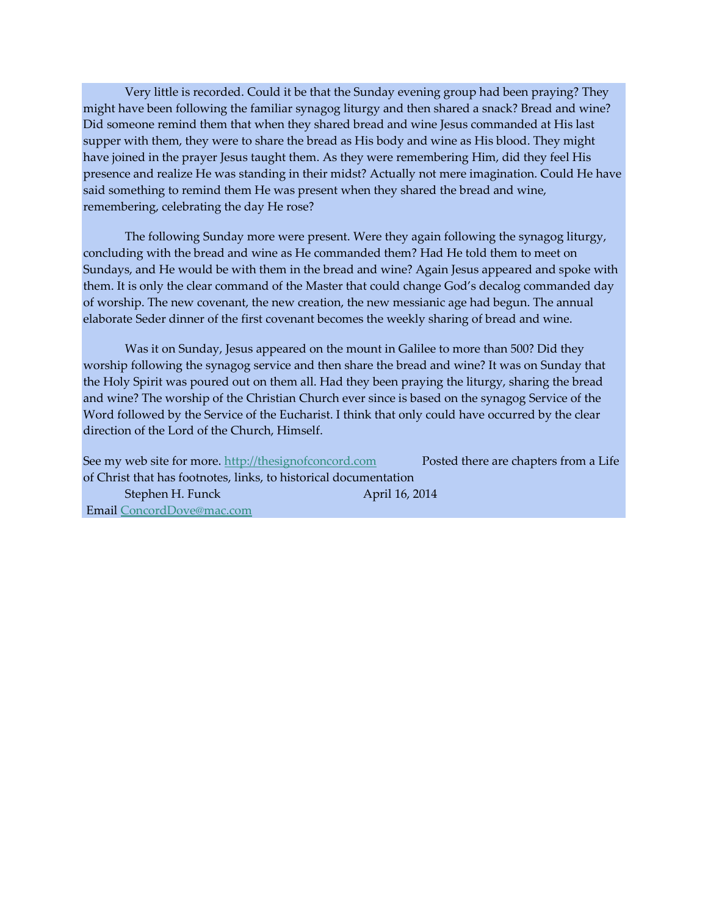Very little is recorded. Could it be that the Sunday evening group had been praying? They might have been following the familiar synagog liturgy and then shared a snack? Bread and wine? Did someone remind them that when they shared bread and wine Jesus commanded at His last supper with them, they were to share the bread as His body and wine as His blood. They might have joined in the prayer Jesus taught them. As they were remembering Him, did they feel His presence and realize He was standing in their midst? Actually not mere imagination. Could He have said something to remind them He was present when they shared the bread and wine, remembering, celebrating the day He rose?

The following Sunday more were present. Were they again following the synagog liturgy, concluding with the bread and wine as He commanded them? Had He told them to meet on Sundays, and He would be with them in the bread and wine? Again Jesus appeared and spoke with them. It is only the clear command of the Master that could change God's decalog commanded day of worship. The new covenant, the new creation, the new messianic age had begun. The annual elaborate Seder dinner of the first covenant becomes the weekly sharing of bread and wine.

Was it on Sunday, Jesus appeared on the mount in Galilee to more than 500? Did they worship following the synagog service and then share the bread and wine? It was on Sunday that the Holy Spirit was poured out on them all. Had they been praying the liturgy, sharing the bread and wine? The worship of the Christian Church ever since is based on the synagog Service of the Word followed by the Service of the Eucharist. I think that only could have occurred by the clear direction of the Lord of the Church, Himself.

See my web site for more. http://thesignofconcord.com Posted there are chapters from a Life of Christ that has footnotes, links, to historical documentation

Stephen H. Funck April 16, 2014

Email ConcordDove@mac.com